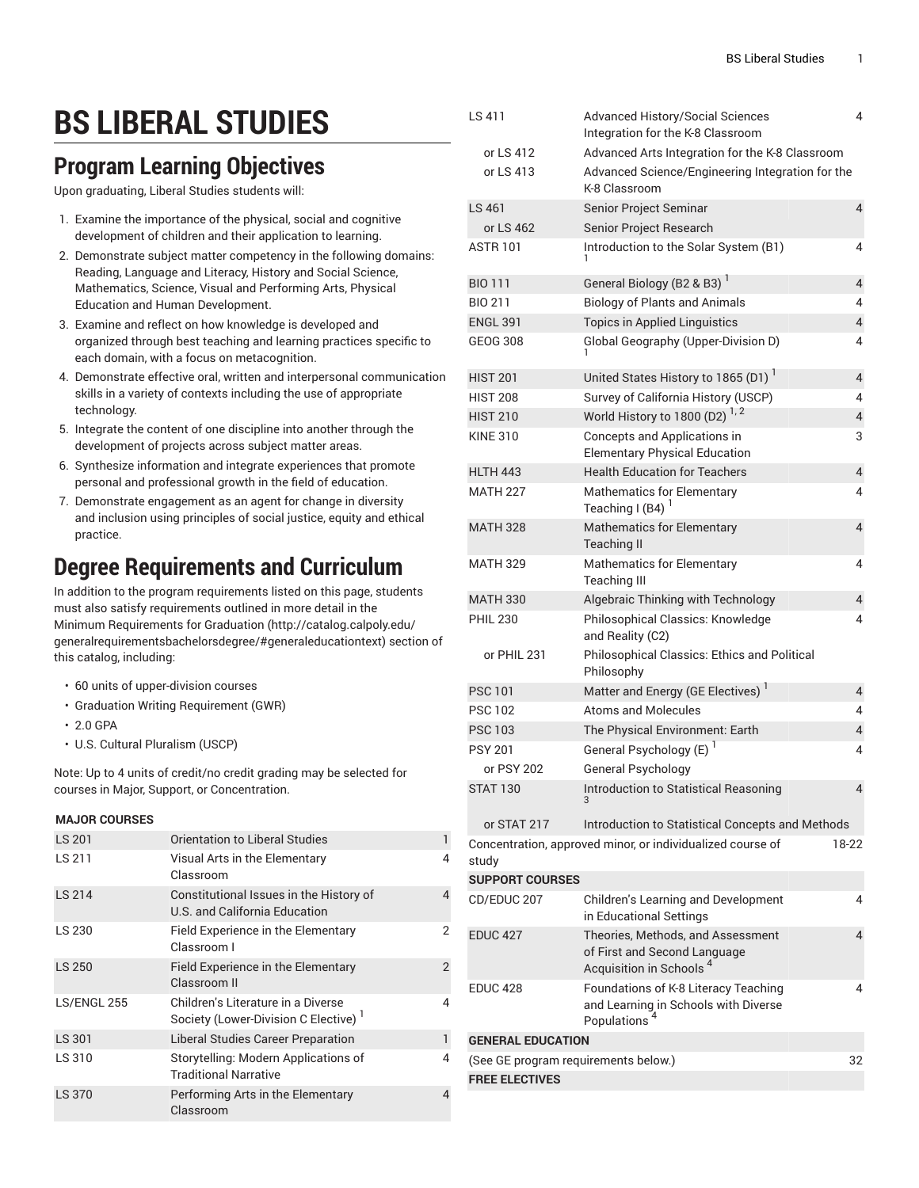# BS LIBERAL STUDIES

## Program Learning Objectives

Upon graduating, Liberal Studies students will:

1. Examine the importance of the physical, social and cognitive development of children and their application to learning.
2. Demonstrate subject matter competency in the following domains: Reading, Language and Literacy, History and Social Science, Mathematics, Science, Visual and Performing Arts, Physical Education and Human Development.
3. Examine and reflect on how knowledge is developed and organized through best teaching and learning practices specific to each domain, with a focus on metacognition.
4. Demonstrate effective oral, written and interpersonal communication skills in a variety of contexts including the use of appropriate technology.
5. Integrate the content of one discipline into another through the development of projects across subject matter areas.
6. Synthesize information and integrate experiences that promote personal and professional growth in the field of education.
7. Demonstrate engagement as an agent for change in diversity and inclusion using principles of social justice, equity and ethical practice.

## Degree Requirements and Curriculum

In addition to the program requirements listed on this page, students must also satisfy requirements outlined in more detail in the Minimum Requirements for Graduation (http://catalog.calpoly.edu/generalrequirementsbachelorsdegree/#generaleducationtext) section of this catalog, including:

- 60 units of upper-division courses
- Graduation Writing Requirement (GWR)
- 2.0 GPA
- U.S. Cultural Pluralism (USCP)

Note: Up to 4 units of credit/no credit grading may be selected for courses in Major, Support, or Concentration.

| Course | Title | Units |
|---|---|---|
| **MAJOR COURSES** | | |
| LS 201 | Orientation to Liberal Studies | 1 |
| LS 211 | Visual Arts in the Elementary Classroom | 4 |
| LS 214 | Constitutional Issues in the History of U.S. and California Education | 4 |
| LS 230 | Field Experience in the Elementary Classroom I | 2 |
| LS 250 | Field Experience in the Elementary Classroom II | 2 |
| LS/ENGL 255 | Children's Literature in a Diverse Society (Lower-Division C Elective) [1] | 4 |
| LS 301 | Liberal Studies Career Preparation | 1 |
| LS 310 | Storytelling: Modern Applications of Traditional Narrative | 4 |
| LS 370 | Performing Arts in the Elementary Classroom | 4 |
| LS 411 | Advanced History/Social Sciences Integration for the K-8 Classroom | 4 |
| or LS 412 | Advanced Arts Integration for the K-8 Classroom | |
| or LS 413 | Advanced Science/Engineering Integration for the K-8 Classroom | |
| LS 461 | Senior Project Seminar | 4 |
| or LS 462 | Senior Project Research | |
| ASTR 101 | Introduction to the Solar System (B1) [1] | 4 |
| BIO 111 | General Biology (B2 & B3) [1] | 4 |
| BIO 211 | Biology of Plants and Animals | 4 |
| ENGL 391 | Topics in Applied Linguistics | 4 |
| GEOG 308 | Global Geography (Upper-Division D) [1] | 4 |
| HIST 201 | United States History to 1865 (D1) [1] | 4 |
| HIST 208 | Survey of California History (USCP) | 4 |
| HIST 210 | World History to 1800 (D2) [1, 2] | 4 |
| KINE 310 | Concepts and Applications in Elementary Physical Education | 3 |
| HLTH 443 | Health Education for Teachers | 4 |
| MATH 227 | Mathematics for Elementary Teaching I (B4) [1] | 4 |
| MATH 328 | Mathematics for Elementary Teaching II | 4 |
| MATH 329 | Mathematics for Elementary Teaching III | 4 |
| MATH 330 | Algebraic Thinking with Technology | 4 |
| PHIL 230 | Philosophical Classics: Knowledge and Reality (C2) | 4 |
| or PHIL 231 | Philosophical Classics: Ethics and Political Philosophy | |
| PSC 101 | Matter and Energy (GE Electives) [1] | 4 |
| PSC 102 | Atoms and Molecules | 4 |
| PSC 103 | The Physical Environment: Earth | 4 |
| PSY 201 | General Psychology (E) [1] | 4 |
| or PSY 202 | General Psychology | |
| STAT 130 | Introduction to Statistical Reasoning [3] | 4 |
| or STAT 217 | Introduction to Statistical Concepts and Methods | |
| Concentration, approved minor, or individualized course of study | | 18-22 |
| **SUPPORT COURSES** | | |
| CD/EDUC 207 | Children's Learning and Development in Educational Settings | 4 |
| EDUC 427 | Theories, Methods, and Assessment of First and Second Language Acquisition in Schools [4] | 4 |
| EDUC 428 | Foundations of K-8 Literacy Teaching and Learning in Schools with Diverse Populations [4] | 4 |
| **GENERAL EDUCATION** | | |
| (See GE program requirements below.) | | 32 |
| **FREE ELECTIVES** | | |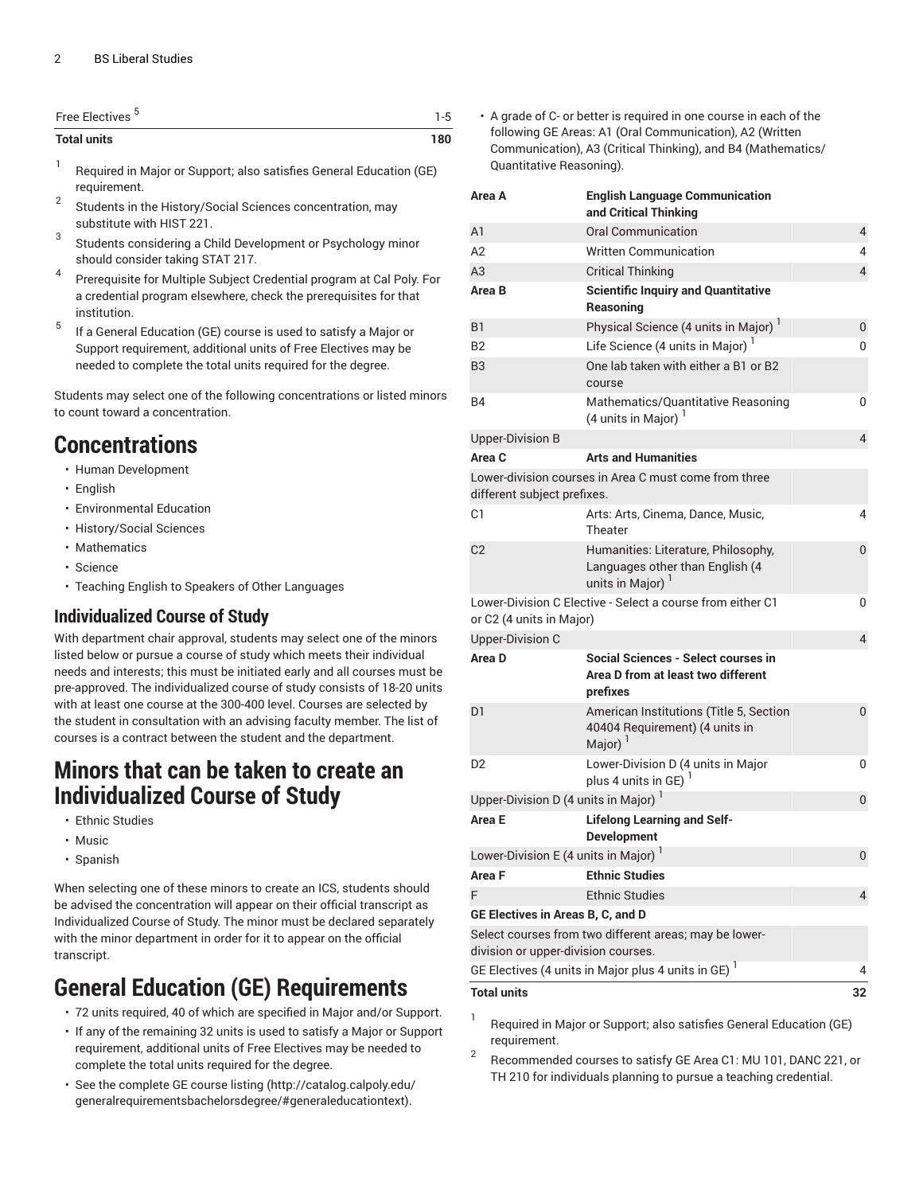| | |
|---|---|
| Free Electives [5] | 1-5 |
| **Total units** | **180** |

1. Required in Major or Support; also satisfies General Education (GE) requirement.
2. Students in the History/Social Sciences concentration, may substitute with HIST 221.
3. Students considering a Child Development or Psychology minor should consider taking STAT 217.
4. Prerequisite for Multiple Subject Credential program at Cal Poly. For a credential program elsewhere, check the prerequisites for that institution.
5. If a General Education (GE) course is used to satisfy a Major or Support requirement, additional units of Free Electives may be needed to complete the total units required for the degree.

Students may select one of the following concentrations or listed minors to count toward a concentration.

# Concentrations

- Human Development
- English
- Environmental Education
- History/Social Sciences
- Mathematics
- Science
- Teaching English to Speakers of Other Languages

## Individualized Course of Study

With department chair approval, students may select one of the minors listed below or pursue a course of study which meets their individual needs and interests; this must be initiated early and all courses must be pre-approved. The individualized course of study consists of 18-20 units with at least one course at the 300-400 level. Courses are selected by the student in consultation with an advising faculty member. The list of courses is a contract between the student and the department.

# Minors that can be taken to create an Individualized Course of Study

- Ethnic Studies
- Music
- Spanish

When selecting one of these minors to create an ICS, students should be advised the concentration will appear on their official transcript as Individualized Course of Study. The minor must be declared separately with the minor department in order for it to appear on the official transcript.

# General Education (GE) Requirements

- 72 units required, 40 of which are specified in Major and/or Support.
- If any of the remaining 32 units is used to satisfy a Major or Support requirement, additional units of Free Electives may be needed to complete the total units required for the degree.
- See the complete GE course listing (http://catalog.calpoly.edu/generalrequirementsbachelorsdegree/#generaleducationtext).
- A grade of C- or better is required in one course in each of the following GE Areas: A1 (Oral Communication), A2 (Written Communication), A3 (Critical Thinking), and B4 (Mathematics/Quantitative Reasoning).

| | | |
|---|---|---|
| **Area A** | **English Language Communication and Critical Thinking** | |
| A1 | Oral Communication | 4 |
| A2 | Written Communication | 4 |
| A3 | Critical Thinking | 4 |
| **Area B** | **Scientific Inquiry and Quantitative Reasoning** | |
| B1 | Physical Science (4 units in Major) [1] | 0 |
| B2 | Life Science (4 units in Major) [1] | 0 |
| B3 | One lab taken with either a B1 or B2 course | |
| B4 | Mathematics/Quantitative Reasoning (4 units in Major) [1] | 0 |
| Upper-Division B | | 4 |
| **Area C** | **Arts and Humanities** | |
| Lower-division courses in Area C must come from three different subject prefixes. | | |
| C1 | Arts: Arts, Cinema, Dance, Music, Theater | 4 |
| C2 | Humanities: Literature, Philosophy, Languages other than English (4 units in Major) [1] | 0 |
| Lower-Division C Elective - Select a course from either C1 or C2 (4 units in Major) | | 0 |
| Upper-Division C | | 4 |
| **Area D** | **Social Sciences - Select courses in Area D from at least two different prefixes** | |
| D1 | American Institutions (Title 5, Section 40404 Requirement) (4 units in Major) [1] | 0 |
| D2 | Lower-Division D (4 units in Major plus 4 units in GE) [1] | 0 |
| Upper-Division D (4 units in Major) [1] | | 0 |
| **Area E** | **Lifelong Learning and Self-Development** | |
| Lower-Division E (4 units in Major) [1] | | 0 |
| **Area F** | **Ethnic Studies** | |
| F | Ethnic Studies | 4 |
| **GE Electives in Areas B, C, and D** | | |
| Select courses from two different areas; may be lower-division or upper-division courses. | | |
| GE Electives (4 units in Major plus 4 units in GE) [1] | | 4 |
| **Total units** | | **32** |

1. Required in Major or Support; also satisfies General Education (GE) requirement.
2. Recommended courses to satisfy GE Area C1: MU 101, DANC 221, or TH 210 for individuals planning to pursue a teaching credential.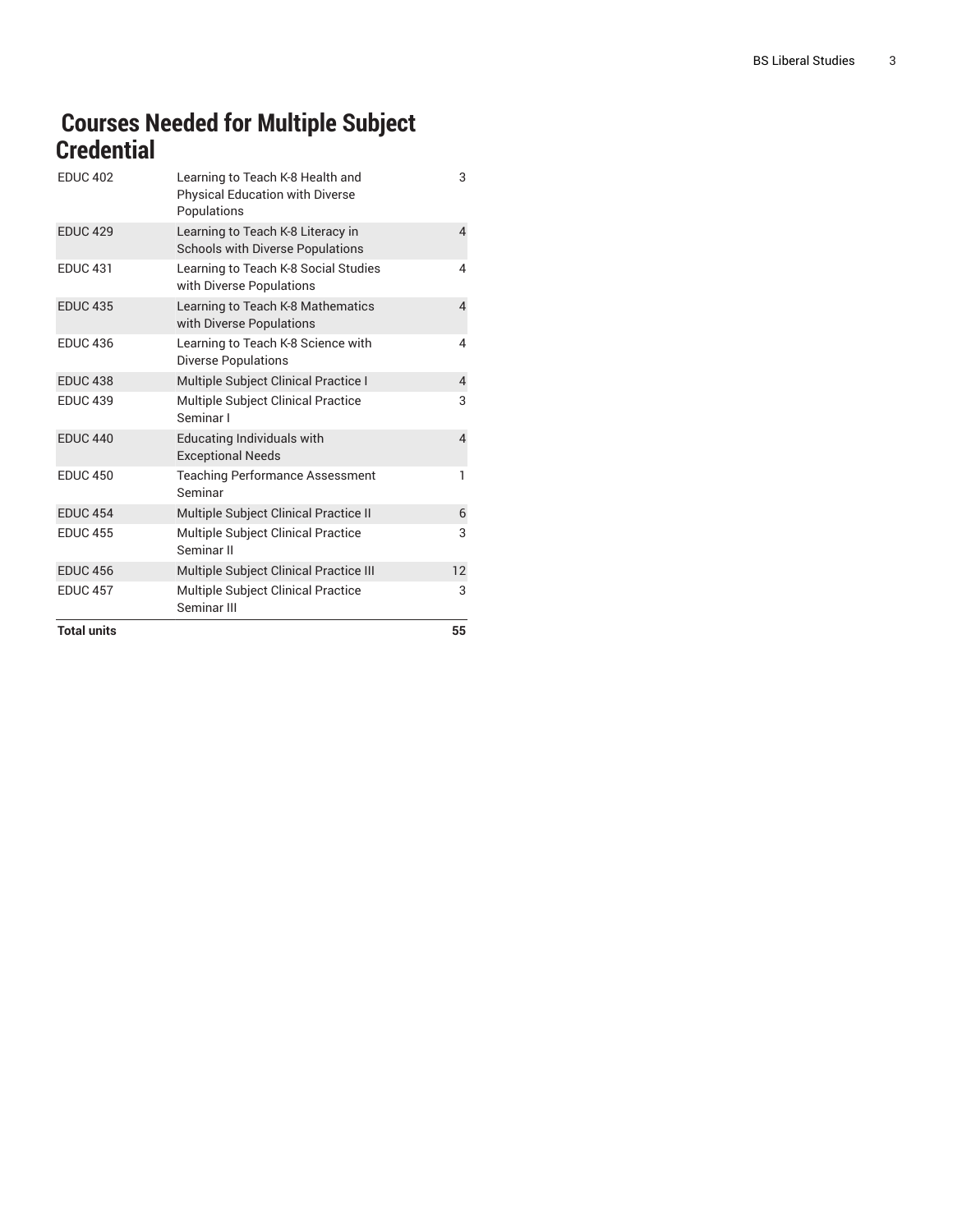## Courses Needed for Multiple Subject Credential

| | | |
|---|---|---|
| EDUC 402 | Learning to Teach K-8 Health and Physical Education with Diverse Populations | 3 |
| EDUC 429 | Learning to Teach K-8 Literacy in Schools with Diverse Populations | 4 |
| EDUC 431 | Learning to Teach K-8 Social Studies with Diverse Populations | 4 |
| EDUC 435 | Learning to Teach K-8 Mathematics with Diverse Populations | 4 |
| EDUC 436 | Learning to Teach K-8 Science with Diverse Populations | 4 |
| EDUC 438 | Multiple Subject Clinical Practice I | 4 |
| EDUC 439 | Multiple Subject Clinical Practice Seminar I | 3 |
| EDUC 440 | Educating Individuals with Exceptional Needs | 4 |
| EDUC 450 | Teaching Performance Assessment Seminar | 1 |
| EDUC 454 | Multiple Subject Clinical Practice II | 6 |
| EDUC 455 | Multiple Subject Clinical Practice Seminar II | 3 |
| EDUC 456 | Multiple Subject Clinical Practice III | 12 |
| EDUC 457 | Multiple Subject Clinical Practice Seminar III | 3 |
| **Total units** | | **55** |